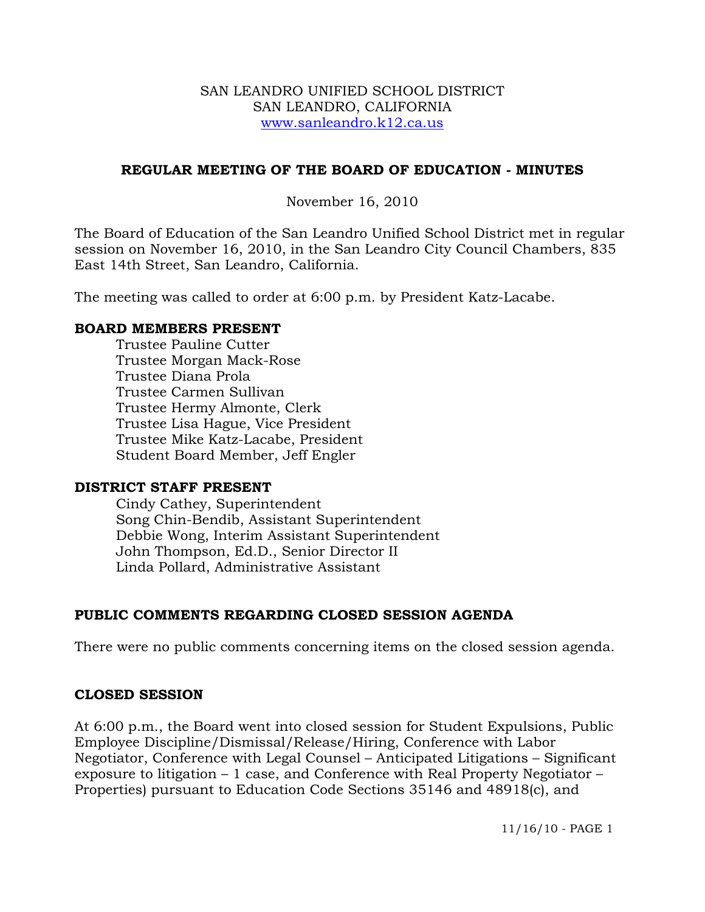SAN LEANDRO UNIFIED SCHOOL DISTRICT
SAN LEANDRO, CALIFORNIA
www.sanleandro.k12.ca.us

# REGULAR MEETING OF THE BOARD OF EDUCATION - MINUTES

November 16, 2010

The Board of Education of the San Leandro Unified School District met in regular session on November 16, 2010, in the San Leandro City Council Chambers, 835 East 14th Street, San Leandro, California.

The meeting was called to order at 6:00 p.m. by President Katz-Lacabe.

## BOARD MEMBERS PRESENT

Trustee Pauline Cutter
Trustee Morgan Mack-Rose
Trustee Diana Prola
Trustee Carmen Sullivan
Trustee Hermy Almonte, Clerk
Trustee Lisa Hague, Vice President
Trustee Mike Katz-Lacabe, President
Student Board Member, Jeff Engler

## DISTRICT STAFF PRESENT

Cindy Cathey, Superintendent
Song Chin-Bendib, Assistant Superintendent
Debbie Wong, Interim Assistant Superintendent
John Thompson, Ed.D., Senior Director II
Linda Pollard, Administrative Assistant

## PUBLIC COMMENTS REGARDING CLOSED SESSION AGENDA

There were no public comments concerning items on the closed session agenda.

## CLOSED SESSION

At 6:00 p.m., the Board went into closed session for Student Expulsions, Public Employee Discipline/Dismissal/Release/Hiring, Conference with Labor Negotiator, Conference with Legal Counsel – Anticipated Litigations – Significant exposure to litigation – 1 case, and Conference with Real Property Negotiator – Properties) pursuant to Education Code Sections 35146 and 48918(c), and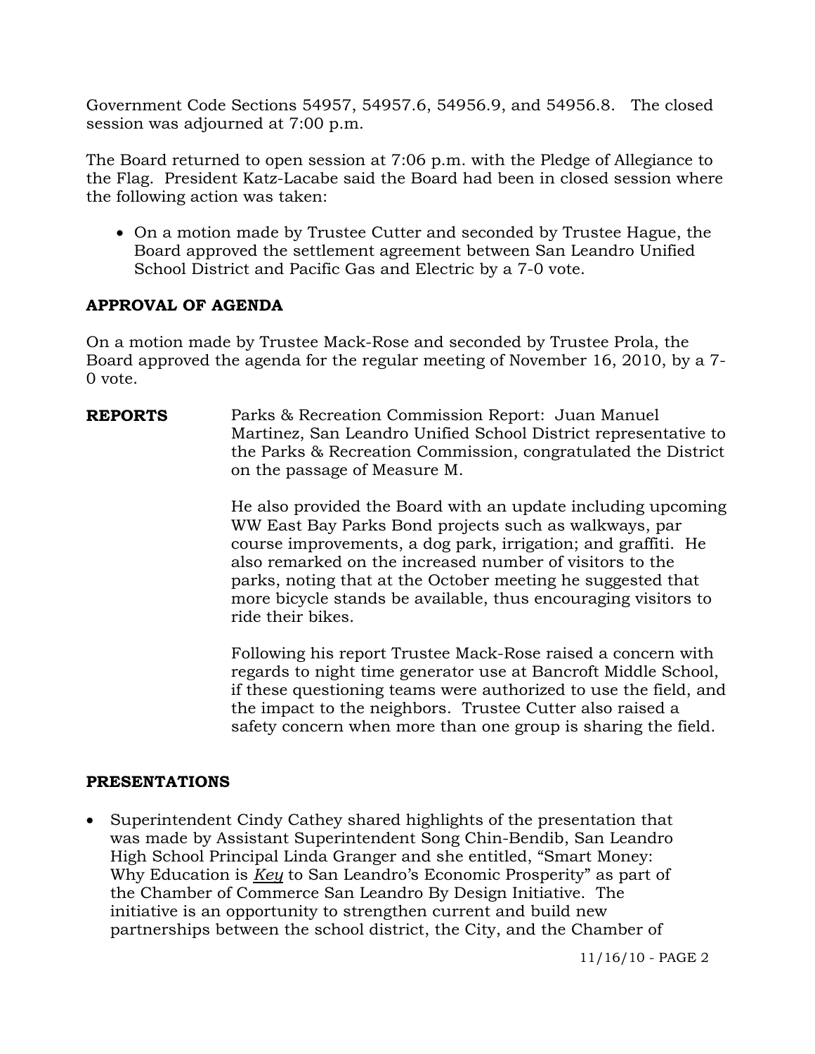Government Code Sections 54957, 54957.6, 54956.9, and 54956.8. The closed session was adjourned at 7:00 p.m.

The Board returned to open session at 7:06 p.m. with the Pledge of Allegiance to the Flag. President Katz-Lacabe said the Board had been in closed session where the following action was taken:

- On a motion made by Trustee Cutter and seconded by Trustee Hague, the Board approved the settlement agreement between San Leandro Unified School District and Pacific Gas and Electric by a 7-0 vote.

**APPROVAL OF AGENDA**

On a motion made by Trustee Mack-Rose and seconded by Trustee Prola, the Board approved the agenda for the regular meeting of November 16, 2010, by a 7-0 vote.

**REPORTS**

Parks & Recreation Commission Report: Juan Manuel Martinez, San Leandro Unified School District representative to the Parks & Recreation Commission, congratulated the District on the passage of Measure M.

He also provided the Board with an update including upcoming WW East Bay Parks Bond projects such as walkways, par course improvements, a dog park, irrigation; and graffiti. He also remarked on the increased number of visitors to the parks, noting that at the October meeting he suggested that more bicycle stands be available, thus encouraging visitors to ride their bikes.

Following his report Trustee Mack-Rose raised a concern with regards to night time generator use at Bancroft Middle School, if these questioning teams were authorized to use the field, and the impact to the neighbors. Trustee Cutter also raised a safety concern when more than one group is sharing the field.

**PRESENTATIONS**

- Superintendent Cindy Cathey shared highlights of the presentation that was made by Assistant Superintendent Song Chin-Bendib, San Leandro High School Principal Linda Granger and she entitled, "Smart Money: Why Education is ***Key*** to San Leandro's Economic Prosperity" as part of the Chamber of Commerce San Leandro By Design Initiative. The initiative is an opportunity to strengthen current and build new partnerships between the school district, the City, and the Chamber of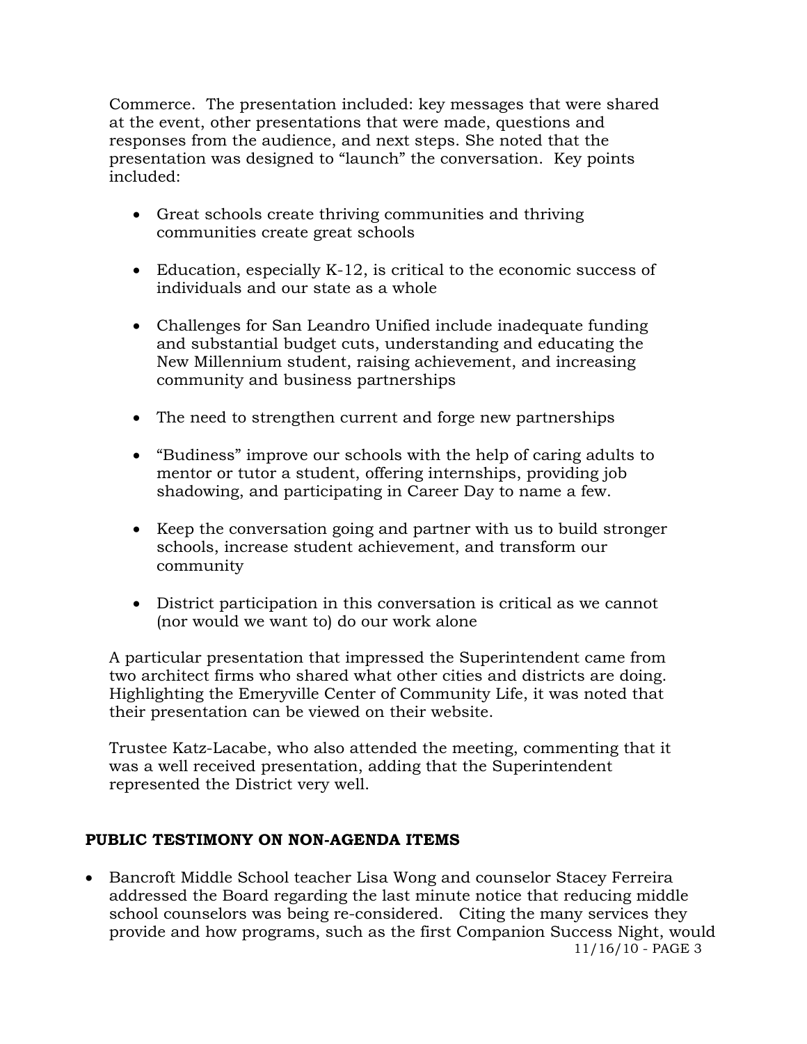Commerce. The presentation included: key messages that were shared at the event, other presentations that were made, questions and responses from the audience, and next steps. She noted that the presentation was designed to "launch" the conversation. Key points included:

- Great schools create thriving communities and thriving communities create great schools
- Education, especially K-12, is critical to the economic success of individuals and our state as a whole
- Challenges for San Leandro Unified include inadequate funding and substantial budget cuts, understanding and educating the New Millennium student, raising achievement, and increasing community and business partnerships
- The need to strengthen current and forge new partnerships
- "Budiness" improve our schools with the help of caring adults to mentor or tutor a student, offering internships, providing job shadowing, and participating in Career Day to name a few.
- Keep the conversation going and partner with us to build stronger schools, increase student achievement, and transform our community
- District participation in this conversation is critical as we cannot (nor would we want to) do our work alone

A particular presentation that impressed the Superintendent came from two architect firms who shared what other cities and districts are doing. Highlighting the Emeryville Center of Community Life, it was noted that their presentation can be viewed on their website.

Trustee Katz-Lacabe, who also attended the meeting, commenting that it was a well received presentation, adding that the Superintendent represented the District very well.

## PUBLIC TESTIMONY ON NON-AGENDA ITEMS

- Bancroft Middle School teacher Lisa Wong and counselor Stacey Ferreira addressed the Board regarding the last minute notice that reducing middle school counselors was being re-considered. Citing the many services they provide and how programs, such as the first Companion Success Night, would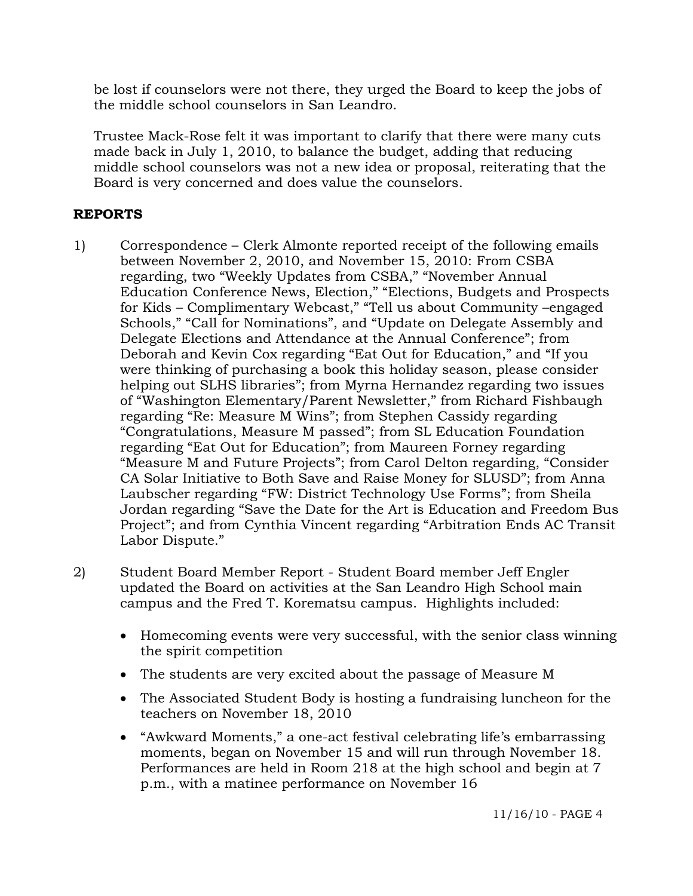be lost if counselors were not there, they urged the Board to keep the jobs of the middle school counselors in San Leandro.

Trustee Mack-Rose felt it was important to clarify that there were many cuts made back in July 1, 2010, to balance the budget, adding that reducing middle school counselors was not a new idea or proposal, reiterating that the Board is very concerned and does value the counselors.

**REPORTS**

1) Correspondence – Clerk Almonte reported receipt of the following emails between November 2, 2010, and November 15, 2010: From CSBA regarding, two "Weekly Updates from CSBA," "November Annual Education Conference News, Election," "Elections, Budgets and Prospects for Kids – Complimentary Webcast," "Tell us about Community –engaged Schools," "Call for Nominations", and "Update on Delegate Assembly and Delegate Elections and Attendance at the Annual Conference"; from Deborah and Kevin Cox regarding "Eat Out for Education," and "If you were thinking of purchasing a book this holiday season, please consider helping out SLHS libraries"; from Myrna Hernandez regarding two issues of "Washington Elementary/Parent Newsletter," from Richard Fishbaugh regarding "Re: Measure M Wins"; from Stephen Cassidy regarding "Congratulations, Measure M passed"; from SL Education Foundation regarding "Eat Out for Education"; from Maureen Forney regarding "Measure M and Future Projects"; from Carol Delton regarding, "Consider CA Solar Initiative to Both Save and Raise Money for SLUSD"; from Anna Laubscher regarding "FW: District Technology Use Forms"; from Sheila Jordan regarding "Save the Date for the Art is Education and Freedom Bus Project"; and from Cynthia Vincent regarding "Arbitration Ends AC Transit Labor Dispute."

2) Student Board Member Report - Student Board member Jeff Engler updated the Board on activities at the San Leandro High School main campus and the Fred T. Korematsu campus. Highlights included:

   - Homecoming events were very successful, with the senior class winning the spirit competition
   - The students are very excited about the passage of Measure M
   - The Associated Student Body is hosting a fundraising luncheon for the teachers on November 18, 2010
   - "Awkward Moments," a one-act festival celebrating life's embarrassing moments, began on November 15 and will run through November 18. Performances are held in Room 218 at the high school and begin at 7 p.m., with a matinee performance on November 16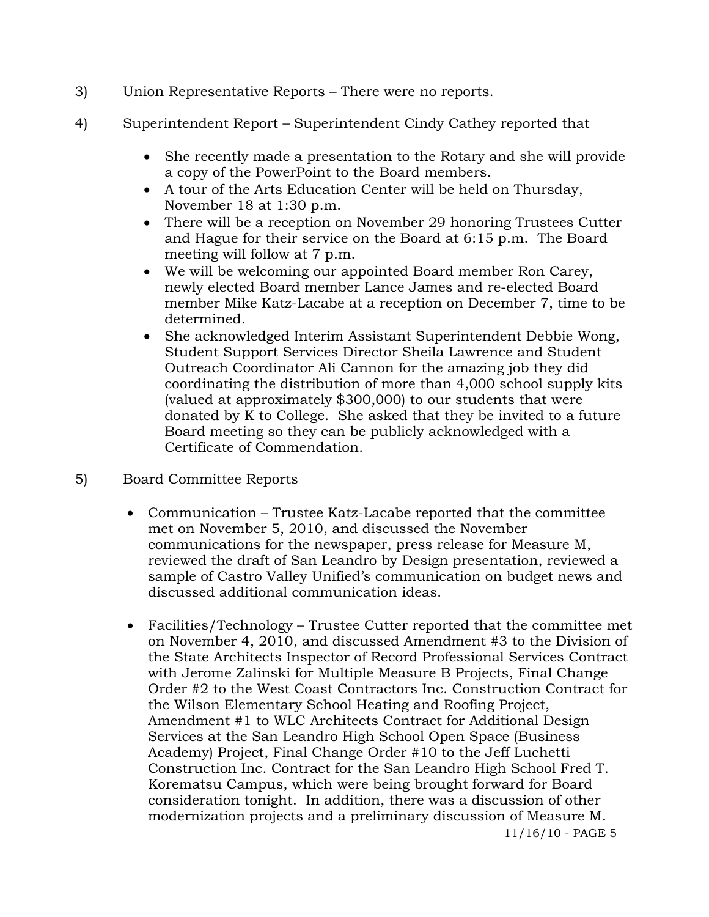3) Union Representative Reports – There were no reports.

4) Superintendent Report – Superintendent Cindy Cathey reported that

- She recently made a presentation to the Rotary and she will provide a copy of the PowerPoint to the Board members.
- A tour of the Arts Education Center will be held on Thursday, November 18 at 1:30 p.m.
- There will be a reception on November 29 honoring Trustees Cutter and Hague for their service on the Board at 6:15 p.m. The Board meeting will follow at 7 p.m.
- We will be welcoming our appointed Board member Ron Carey, newly elected Board member Lance James and re-elected Board member Mike Katz-Lacabe at a reception on December 7, time to be determined.
- She acknowledged Interim Assistant Superintendent Debbie Wong, Student Support Services Director Sheila Lawrence and Student Outreach Coordinator Ali Cannon for the amazing job they did coordinating the distribution of more than 4,000 school supply kits (valued at approximately $300,000) to our students that were donated by K to College. She asked that they be invited to a future Board meeting so they can be publicly acknowledged with a Certificate of Commendation.

5) Board Committee Reports

- Communication – Trustee Katz-Lacabe reported that the committee met on November 5, 2010, and discussed the November communications for the newspaper, press release for Measure M, reviewed the draft of San Leandro by Design presentation, reviewed a sample of Castro Valley Unified's communication on budget news and discussed additional communication ideas.

- Facilities/Technology – Trustee Cutter reported that the committee met on November 4, 2010, and discussed Amendment #3 to the Division of the State Architects Inspector of Record Professional Services Contract with Jerome Zalinski for Multiple Measure B Projects, Final Change Order #2 to the West Coast Contractors Inc. Construction Contract for the Wilson Elementary School Heating and Roofing Project, Amendment #1 to WLC Architects Contract for Additional Design Services at the San Leandro High School Open Space (Business Academy) Project, Final Change Order #10 to the Jeff Luchetti Construction Inc. Contract for the San Leandro High School Fred T. Korematsu Campus, which were being brought forward for Board consideration tonight. In addition, there was a discussion of other modernization projects and a preliminary discussion of Measure M.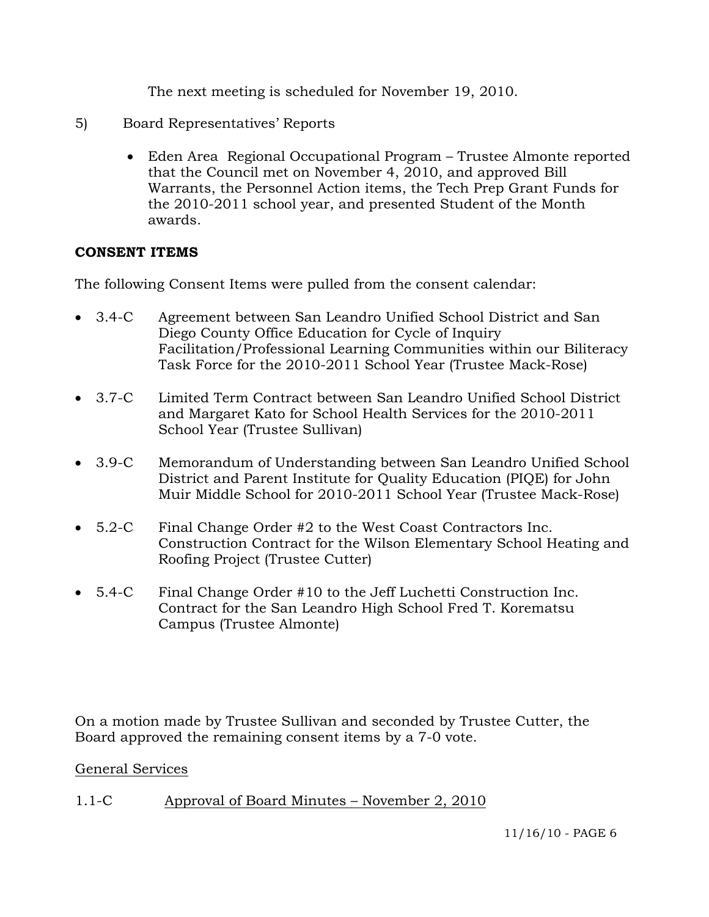The next meeting is scheduled for November 19, 2010.

5) Board Representatives' Reports

- Eden Area Regional Occupational Program – Trustee Almonte reported that the Council met on November 4, 2010, and approved Bill Warrants, the Personnel Action items, the Tech Prep Grant Funds for the 2010-2011 school year, and presented Student of the Month awards.

**CONSENT ITEMS**

The following Consent Items were pulled from the consent calendar:

- 3.4-C Agreement between San Leandro Unified School District and San Diego County Office Education for Cycle of Inquiry Facilitation/Professional Learning Communities within our Biliteracy Task Force for the 2010-2011 School Year (Trustee Mack-Rose)
- 3.7-C Limited Term Contract between San Leandro Unified School District and Margaret Kato for School Health Services for the 2010-2011 School Year (Trustee Sullivan)
- 3.9-C Memorandum of Understanding between San Leandro Unified School District and Parent Institute for Quality Education (PIQE) for John Muir Middle School for 2010-2011 School Year (Trustee Mack-Rose)
- 5.2-C Final Change Order #2 to the West Coast Contractors Inc. Construction Contract for the Wilson Elementary School Heating and Roofing Project (Trustee Cutter)
- 5.4-C Final Change Order #10 to the Jeff Luchetti Construction Inc. Contract for the San Leandro High School Fred T. Korematsu Campus (Trustee Almonte)

On a motion made by Trustee Sullivan and seconded by Trustee Cutter, the Board approved the remaining consent items by a 7-0 vote.

<u>General Services</u>

1.1-C <u>Approval of Board Minutes – November 2, 2010</u>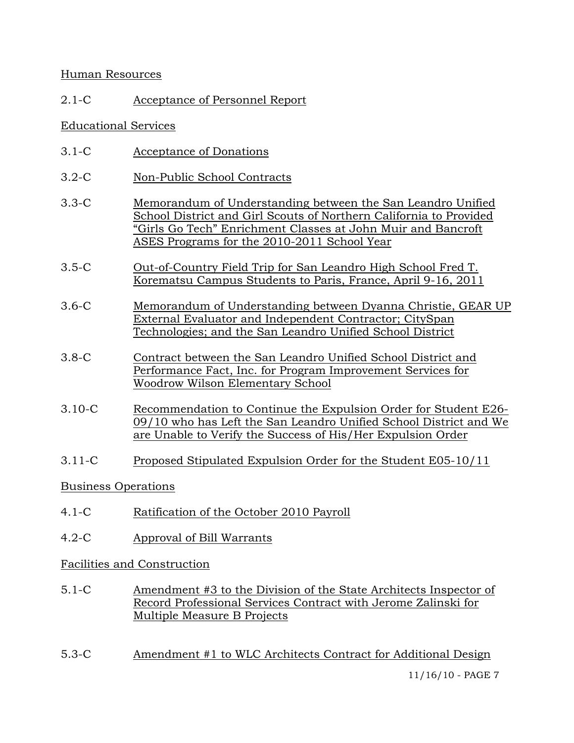Human Resources

2.1-C Acceptance of Personnel Report

Educational Services

3.1-C Acceptance of Donations

3.2-C Non-Public School Contracts

3.3-C Memorandum of Understanding between the San Leandro Unified School District and Girl Scouts of Northern California to Provided "Girls Go Tech" Enrichment Classes at John Muir and Bancroft ASES Programs for the 2010-2011 School Year

3.5-C Out-of-Country Field Trip for San Leandro High School Fred T. Korematsu Campus Students to Paris, France, April 9-16, 2011

3.6-C Memorandum of Understanding between Dyanna Christie, GEAR UP External Evaluator and Independent Contractor; CitySpan Technologies; and the San Leandro Unified School District

3.8-C Contract between the San Leandro Unified School District and Performance Fact, Inc. for Program Improvement Services for Woodrow Wilson Elementary School

3.10-C Recommendation to Continue the Expulsion Order for Student E26-09/10 who has Left the San Leandro Unified School District and We are Unable to Verify the Success of His/Her Expulsion Order

3.11-C Proposed Stipulated Expulsion Order for the Student E05-10/11

Business Operations

4.1-C Ratification of the October 2010 Payroll

4.2-C Approval of Bill Warrants

Facilities and Construction

5.1-C Amendment #3 to the Division of the State Architects Inspector of Record Professional Services Contract with Jerome Zalinski for Multiple Measure B Projects

5.3-C Amendment #1 to WLC Architects Contract for Additional Design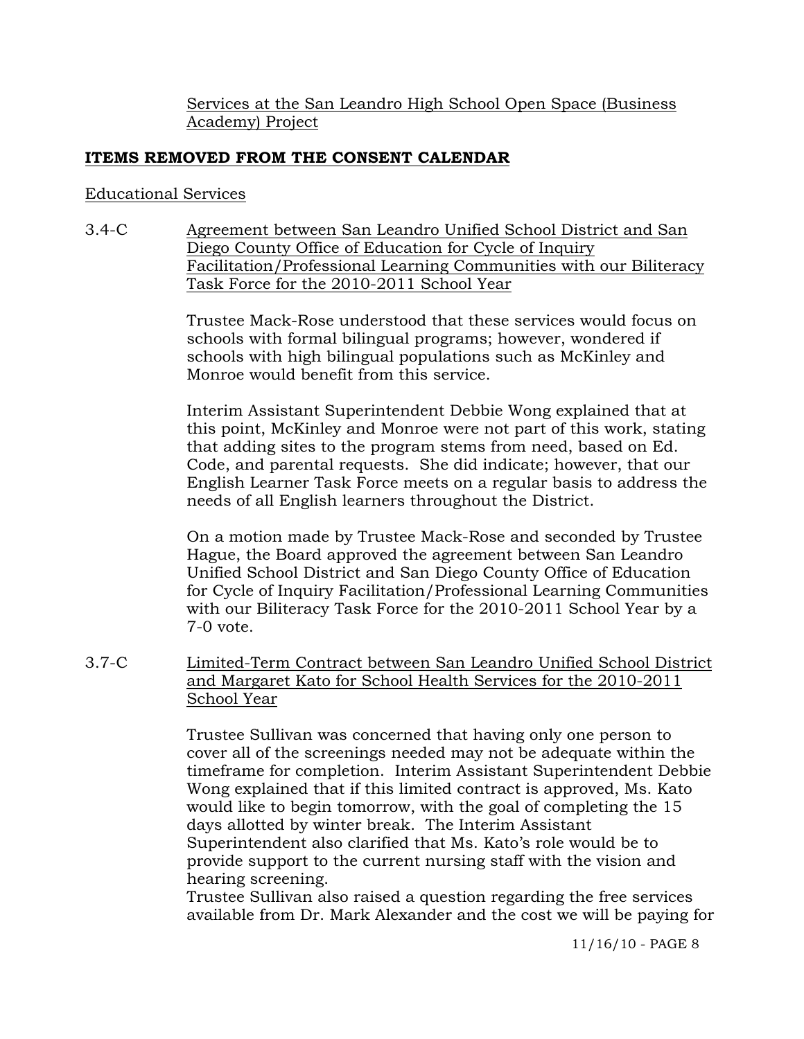Services at the San Leandro High School Open Space (Business Academy) Project

## ITEMS REMOVED FROM THE CONSENT CALENDAR

Educational Services

3.4-C Agreement between San Leandro Unified School District and San Diego County Office of Education for Cycle of Inquiry Facilitation/Professional Learning Communities with our Biliteracy Task Force for the 2010-2011 School Year

Trustee Mack-Rose understood that these services would focus on schools with formal bilingual programs; however, wondered if schools with high bilingual populations such as McKinley and Monroe would benefit from this service.

Interim Assistant Superintendent Debbie Wong explained that at this point, McKinley and Monroe were not part of this work, stating that adding sites to the program stems from need, based on Ed. Code, and parental requests. She did indicate; however, that our English Learner Task Force meets on a regular basis to address the needs of all English learners throughout the District.

On a motion made by Trustee Mack-Rose and seconded by Trustee Hague, the Board approved the agreement between San Leandro Unified School District and San Diego County Office of Education for Cycle of Inquiry Facilitation/Professional Learning Communities with our Biliteracy Task Force for the 2010-2011 School Year by a 7-0 vote.

3.7-C Limited-Term Contract between San Leandro Unified School District and Margaret Kato for School Health Services for the 2010-2011 School Year

Trustee Sullivan was concerned that having only one person to cover all of the screenings needed may not be adequate within the timeframe for completion. Interim Assistant Superintendent Debbie Wong explained that if this limited contract is approved, Ms. Kato would like to begin tomorrow, with the goal of completing the 15 days allotted by winter break. The Interim Assistant Superintendent also clarified that Ms. Kato's role would be to provide support to the current nursing staff with the vision and hearing screening.
Trustee Sullivan also raised a question regarding the free services available from Dr. Mark Alexander and the cost we will be paying for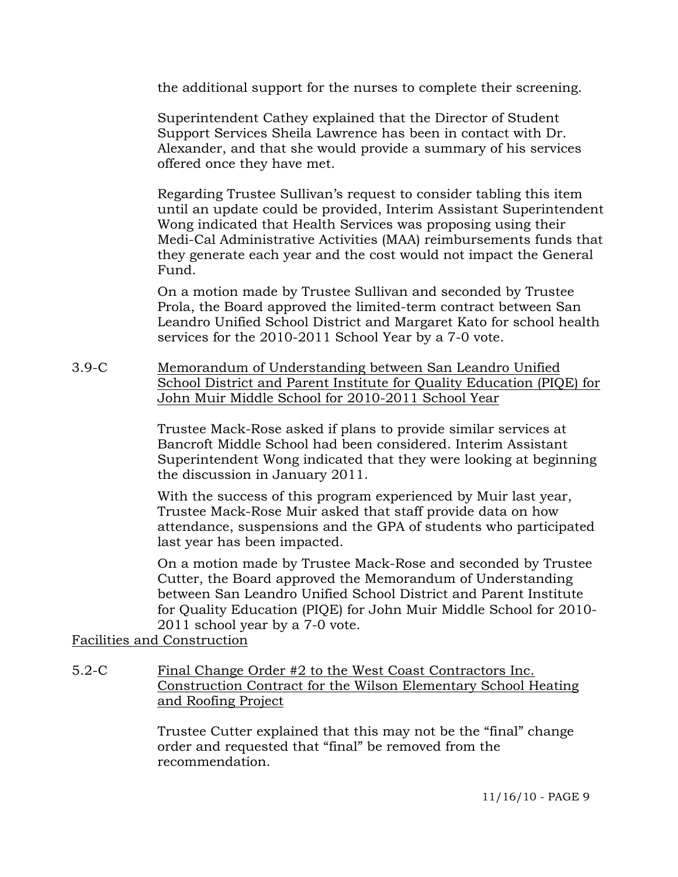the additional support for the nurses to complete their screening.

Superintendent Cathey explained that the Director of Student Support Services Sheila Lawrence has been in contact with Dr. Alexander, and that she would provide a summary of his services offered once they have met.

Regarding Trustee Sullivan's request to consider tabling this item until an update could be provided, Interim Assistant Superintendent Wong indicated that Health Services was proposing using their Medi-Cal Administrative Activities (MAA) reimbursements funds that they generate each year and the cost would not impact the General Fund.

On a motion made by Trustee Sullivan and seconded by Trustee Prola, the Board approved the limited-term contract between San Leandro Unified School District and Margaret Kato for school health services for the 2010-2011 School Year by a 7-0 vote.

3.9-C <u>Memorandum of Understanding between San Leandro Unified School District and Parent Institute for Quality Education (PIQE) for John Muir Middle School for 2010-2011 School Year</u>

Trustee Mack-Rose asked if plans to provide similar services at Bancroft Middle School had been considered. Interim Assistant Superintendent Wong indicated that they were looking at beginning the discussion in January 2011.

With the success of this program experienced by Muir last year, Trustee Mack-Rose Muir asked that staff provide data on how attendance, suspensions and the GPA of students who participated last year has been impacted.

On a motion made by Trustee Mack-Rose and seconded by Trustee Cutter, the Board approved the Memorandum of Understanding between San Leandro Unified School District and Parent Institute for Quality Education (PIQE) for John Muir Middle School for 2010-2011 school year by a 7-0 vote.

<u>Facilities and Construction</u>

5.2-C <u>Final Change Order #2 to the West Coast Contractors Inc. Construction Contract for the Wilson Elementary School Heating and Roofing Project</u>

Trustee Cutter explained that this may not be the "final" change order and requested that "final" be removed from the recommendation.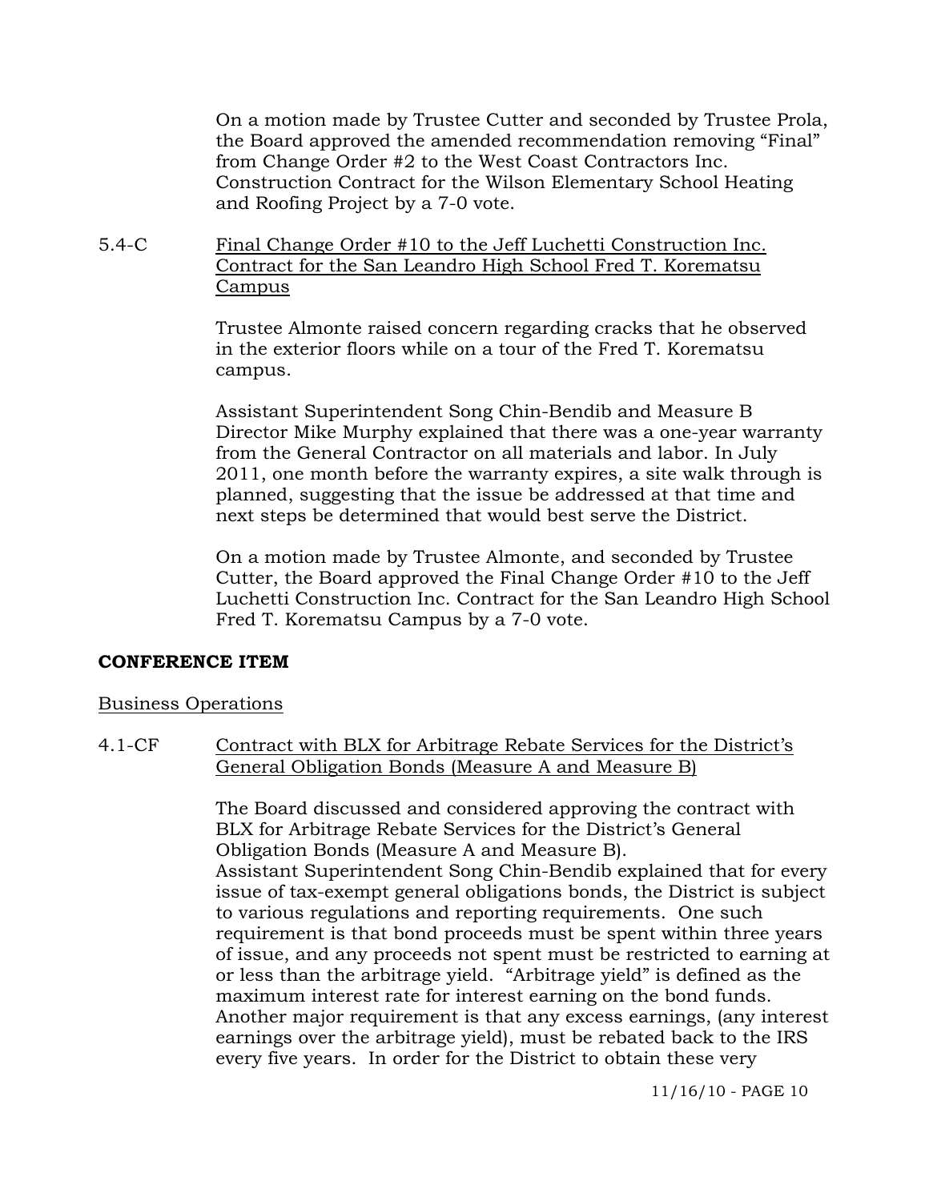On a motion made by Trustee Cutter and seconded by Trustee Prola, the Board approved the amended recommendation removing "Final" from Change Order #2 to the West Coast Contractors Inc. Construction Contract for the Wilson Elementary School Heating and Roofing Project by a 7-0 vote.

5.4-C <u>Final Change Order #10 to the Jeff Luchetti Construction Inc. Contract for the San Leandro High School Fred T. Korematsu Campus</u>

Trustee Almonte raised concern regarding cracks that he observed in the exterior floors while on a tour of the Fred T. Korematsu campus.

Assistant Superintendent Song Chin-Bendib and Measure B Director Mike Murphy explained that there was a one-year warranty from the General Contractor on all materials and labor. In July 2011, one month before the warranty expires, a site walk through is planned, suggesting that the issue be addressed at that time and next steps be determined that would best serve the District.

On a motion made by Trustee Almonte, and seconded by Trustee Cutter, the Board approved the Final Change Order #10 to the Jeff Luchetti Construction Inc. Contract for the San Leandro High School Fred T. Korematsu Campus by a 7-0 vote.

**CONFERENCE ITEM**

<u>Business Operations</u>

4.1-CF <u>Contract with BLX for Arbitrage Rebate Services for the District's General Obligation Bonds (Measure A and Measure B)</u>

The Board discussed and considered approving the contract with BLX for Arbitrage Rebate Services for the District's General Obligation Bonds (Measure A and Measure B).
Assistant Superintendent Song Chin-Bendib explained that for every issue of tax-exempt general obligations bonds, the District is subject to various regulations and reporting requirements. One such requirement is that bond proceeds must be spent within three years of issue, and any proceeds not spent must be restricted to earning at or less than the arbitrage yield. "Arbitrage yield" is defined as the maximum interest rate for interest earning on the bond funds. Another major requirement is that any excess earnings, (any interest earnings over the arbitrage yield), must be rebated back to the IRS every five years. In order for the District to obtain these very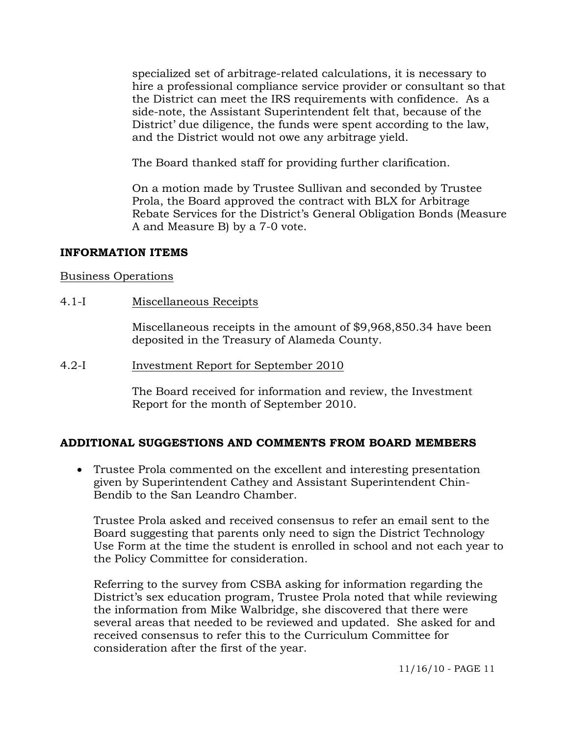specialized set of arbitrage-related calculations, it is necessary to hire a professional compliance service provider or consultant so that the District can meet the IRS requirements with confidence. As a side-note, the Assistant Superintendent felt that, because of the District' due diligence, the funds were spent according to the law, and the District would not owe any arbitrage yield.

The Board thanked staff for providing further clarification.

On a motion made by Trustee Sullivan and seconded by Trustee Prola, the Board approved the contract with BLX for Arbitrage Rebate Services for the District's General Obligation Bonds (Measure A and Measure B) by a 7-0 vote.

## INFORMATION ITEMS

Business Operations

4.1-I Miscellaneous Receipts

Miscellaneous receipts in the amount of $9,968,850.34 have been deposited in the Treasury of Alameda County.

4.2-I Investment Report for September 2010

The Board received for information and review, the Investment Report for the month of September 2010.

## ADDITIONAL SUGGESTIONS AND COMMENTS FROM BOARD MEMBERS

- Trustee Prola commented on the excellent and interesting presentation given by Superintendent Cathey and Assistant Superintendent Chin-Bendib to the San Leandro Chamber.

  Trustee Prola asked and received consensus to refer an email sent to the Board suggesting that parents only need to sign the District Technology Use Form at the time the student is enrolled in school and not each year to the Policy Committee for consideration.

  Referring to the survey from CSBA asking for information regarding the District's sex education program, Trustee Prola noted that while reviewing the information from Mike Walbridge, she discovered that there were several areas that needed to be reviewed and updated. She asked for and received consensus to refer this to the Curriculum Committee for consideration after the first of the year.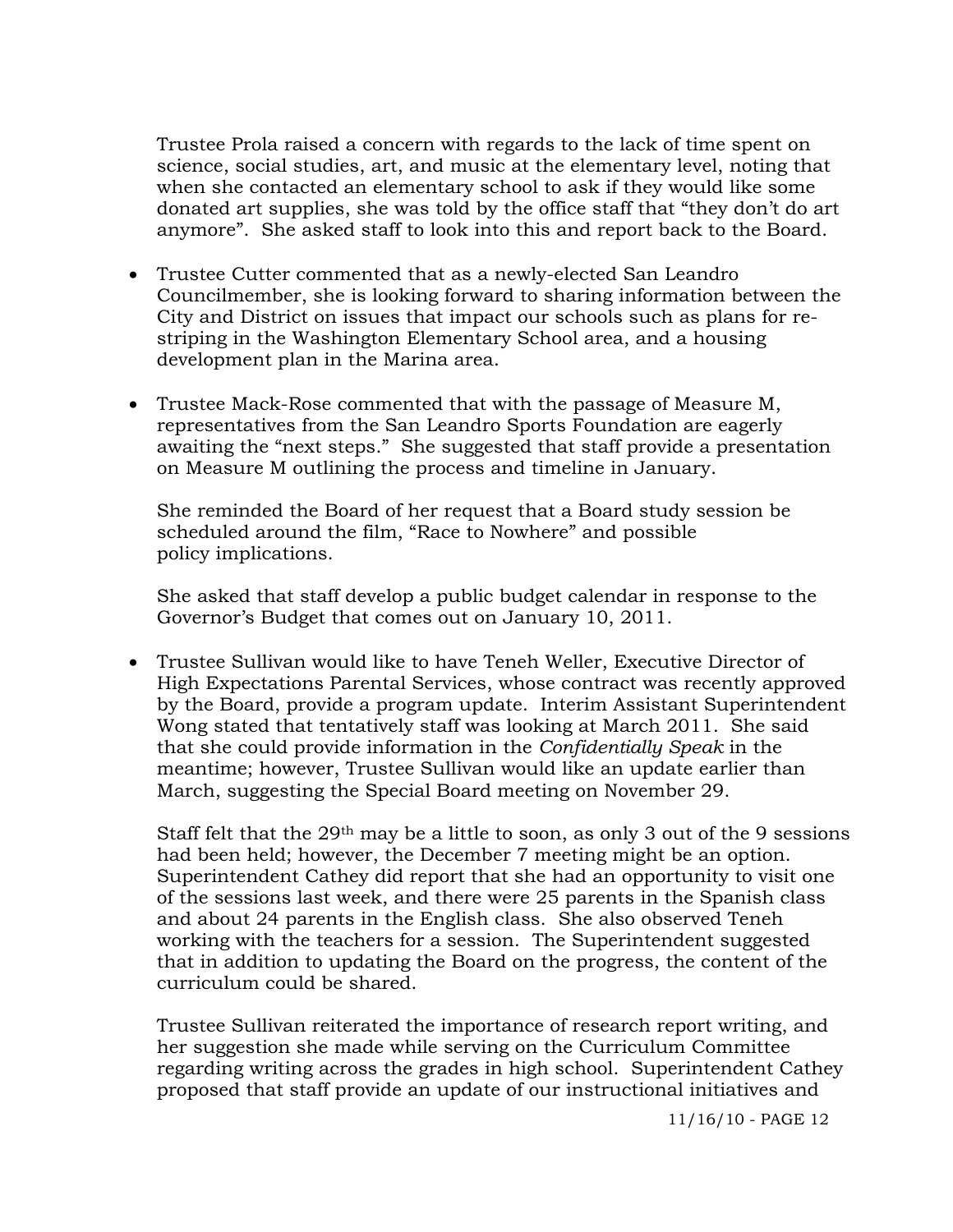Trustee Prola raised a concern with regards to the lack of time spent on science, social studies, art, and music at the elementary level, noting that when she contacted an elementary school to ask if they would like some donated art supplies, she was told by the office staff that "they don't do art anymore". She asked staff to look into this and report back to the Board.

- Trustee Cutter commented that as a newly-elected San Leandro Councilmember, she is looking forward to sharing information between the City and District on issues that impact our schools such as plans for re-striping in the Washington Elementary School area, and a housing development plan in the Marina area.

- Trustee Mack-Rose commented that with the passage of Measure M, representatives from the San Leandro Sports Foundation are eagerly awaiting the "next steps." She suggested that staff provide a presentation on Measure M outlining the process and timeline in January.

  She reminded the Board of her request that a Board study session be scheduled around the film, "Race to Nowhere" and possible policy implications.

  She asked that staff develop a public budget calendar in response to the Governor's Budget that comes out on January 10, 2011.

- Trustee Sullivan would like to have Teneh Weller, Executive Director of High Expectations Parental Services, whose contract was recently approved by the Board, provide a program update. Interim Assistant Superintendent Wong stated that tentatively staff was looking at March 2011. She said that she could provide information in the *Confidentially Speak* in the meantime; however, Trustee Sullivan would like an update earlier than March, suggesting the Special Board meeting on November 29.

  Staff felt that the 29th may be a little to soon, as only 3 out of the 9 sessions had been held; however, the December 7 meeting might be an option. Superintendent Cathey did report that she had an opportunity to visit one of the sessions last week, and there were 25 parents in the Spanish class and about 24 parents in the English class. She also observed Teneh working with the teachers for a session. The Superintendent suggested that in addition to updating the Board on the progress, the content of the curriculum could be shared.

  Trustee Sullivan reiterated the importance of research report writing, and her suggestion she made while serving on the Curriculum Committee regarding writing across the grades in high school. Superintendent Cathey proposed that staff provide an update of our instructional initiatives and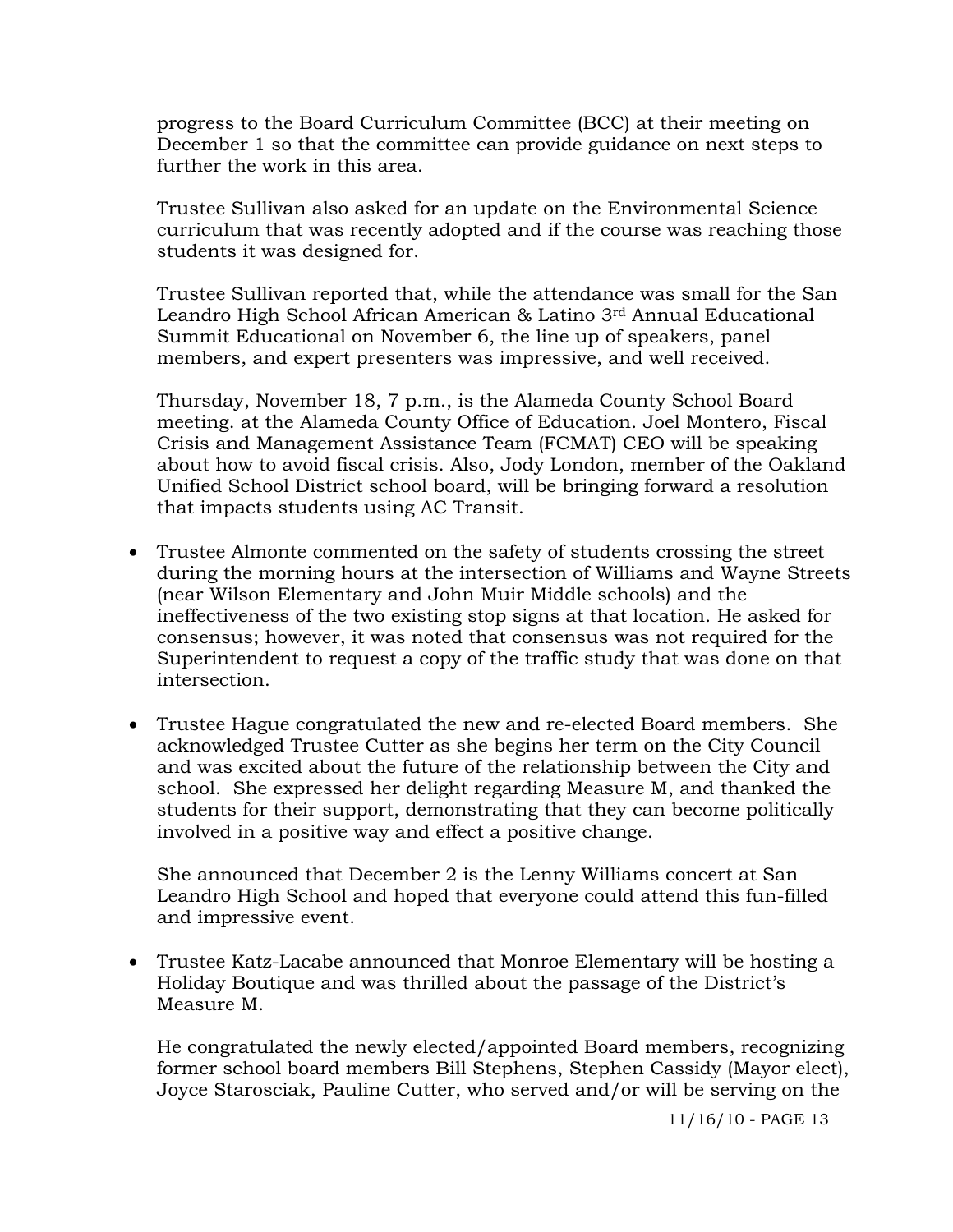progress to the Board Curriculum Committee (BCC) at their meeting on December 1 so that the committee can provide guidance on next steps to further the work in this area.

Trustee Sullivan also asked for an update on the Environmental Science curriculum that was recently adopted and if the course was reaching those students it was designed for.

Trustee Sullivan reported that, while the attendance was small for the San Leandro High School African American & Latino 3rd Annual Educational Summit Educational on November 6, the line up of speakers, panel members, and expert presenters was impressive, and well received.

Thursday, November 18, 7 p.m., is the Alameda County School Board meeting. at the Alameda County Office of Education. Joel Montero, Fiscal Crisis and Management Assistance Team (FCMAT) CEO will be speaking about how to avoid fiscal crisis. Also, Jody London, member of the Oakland Unified School District school board, will be bringing forward a resolution that impacts students using AC Transit.

- Trustee Almonte commented on the safety of students crossing the street during the morning hours at the intersection of Williams and Wayne Streets (near Wilson Elementary and John Muir Middle schools) and the ineffectiveness of the two existing stop signs at that location. He asked for consensus; however, it was noted that consensus was not required for the Superintendent to request a copy of the traffic study that was done on that intersection.

- Trustee Hague congratulated the new and re-elected Board members. She acknowledged Trustee Cutter as she begins her term on the City Council and was excited about the future of the relationship between the City and school. She expressed her delight regarding Measure M, and thanked the students for their support, demonstrating that they can become politically involved in a positive way and effect a positive change.

  She announced that December 2 is the Lenny Williams concert at San Leandro High School and hoped that everyone could attend this fun-filled and impressive event.

- Trustee Katz-Lacabe announced that Monroe Elementary will be hosting a Holiday Boutique and was thrilled about the passage of the District's Measure M.

  He congratulated the newly elected/appointed Board members, recognizing former school board members Bill Stephens, Stephen Cassidy (Mayor elect), Joyce Starosciak, Pauline Cutter, who served and/or will be serving on the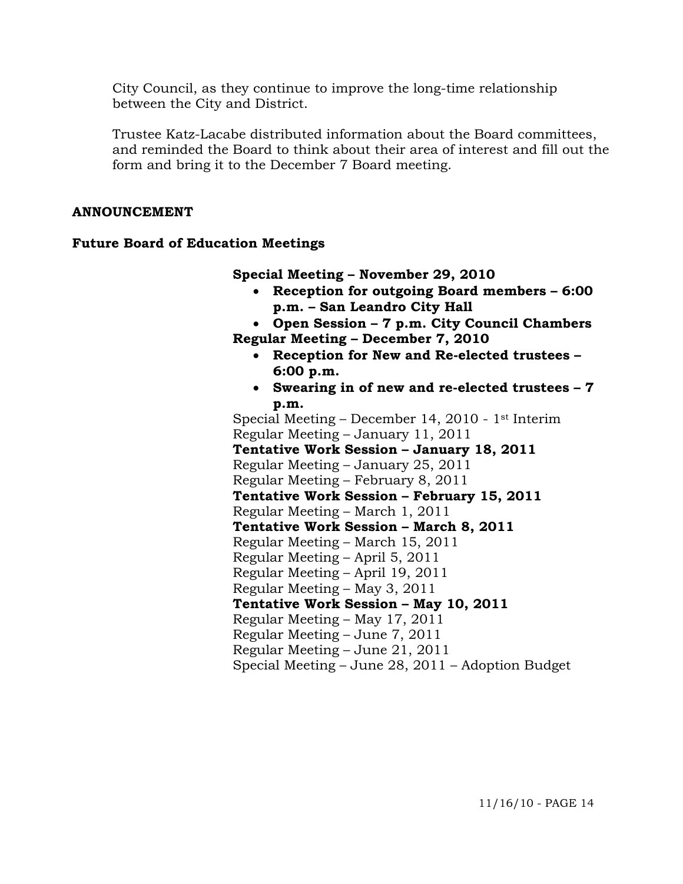City Council, as they continue to improve the long-time relationship between the City and District.

Trustee Katz-Lacabe distributed information about the Board committees, and reminded the Board to think about their area of interest and fill out the form and bring it to the December 7 Board meeting.

**ANNOUNCEMENT**

**Future Board of Education Meetings**

**Special Meeting – November 29, 2010**

- **Reception for outgoing Board members – 6:00 p.m. – San Leandro City Hall**
- **Open Session – 7 p.m. City Council Chambers**

**Regular Meeting – December 7, 2010**

- **Reception for New and Re-elected trustees – 6:00 p.m.**
- **Swearing in of new and re-elected trustees – 7 p.m.**

Special Meeting – December 14, 2010 - 1st Interim
Regular Meeting – January 11, 2011
**Tentative Work Session – January 18, 2011**
Regular Meeting – January 25, 2011
Regular Meeting – February 8, 2011
**Tentative Work Session – February 15, 2011**
Regular Meeting – March 1, 2011
**Tentative Work Session – March 8, 2011**
Regular Meeting – March 15, 2011
Regular Meeting – April 5, 2011
Regular Meeting – April 19, 2011
Regular Meeting – May 3, 2011
**Tentative Work Session – May 10, 2011**
Regular Meeting – May 17, 2011
Regular Meeting – June 7, 2011
Regular Meeting – June 21, 2011
Special Meeting – June 28, 2011 – Adoption Budget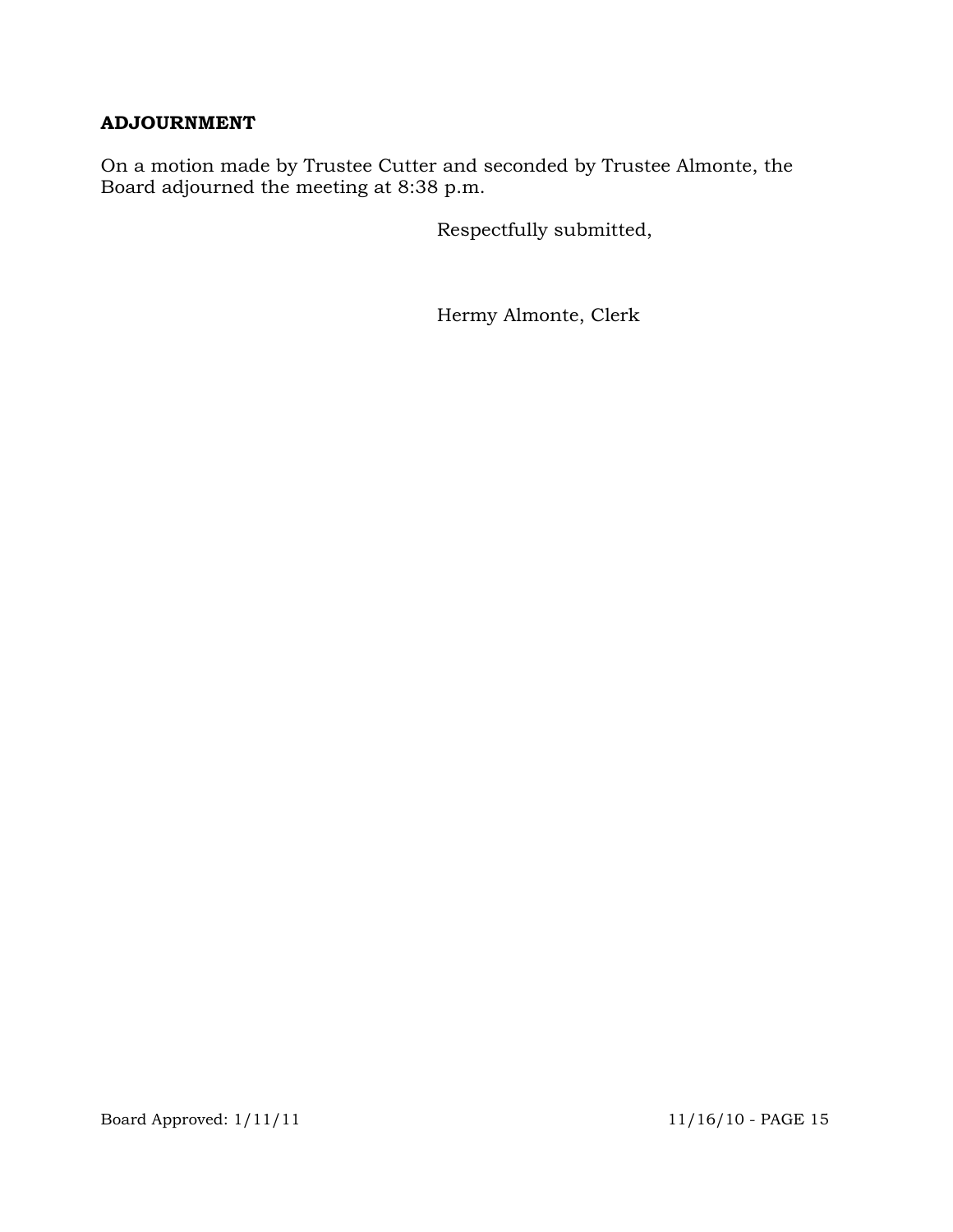**ADJOURNMENT**

On a motion made by Trustee Cutter and seconded by Trustee Almonte, the Board adjourned the meeting at 8:38 p.m.

Respectfully submitted,

Hermy Almonte, Clerk